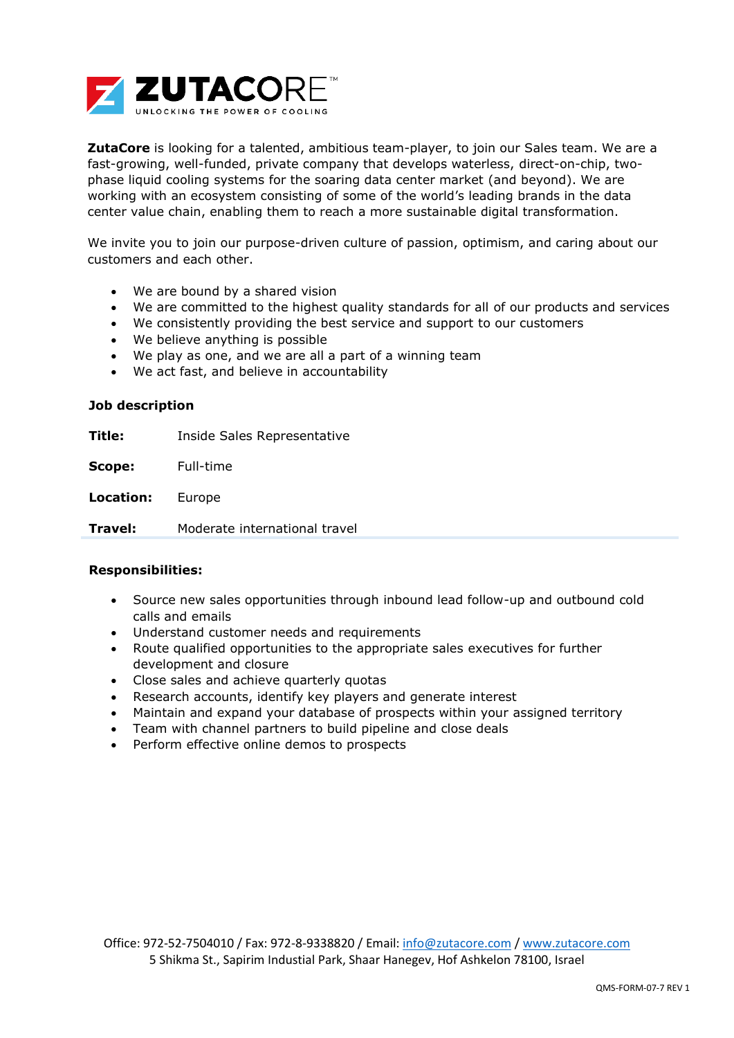**ZutaCore** is looking for a talented, ambitious team-player, to join our Sales team. We are a fast-growing, well-funded, private company that develops waterless, direct-on-chip, two-phase liquid cooling systems for the soaring data center market (and beyond). We are working with an ecosystem consisting of some of the world's leading brands in the data center value chain, enabling them to reach a more sustainable digital transformation.

We invite you to join our purpose-driven culture of passion, optimism, and caring about our customers and each other.

- We are bound by a shared vision
- We are committed to the highest quality standards for all of our products and services
- We consistently providing the best service and support to our customers
- We believe anything is possible
- We play as one, and we are all a part of a winning team
- We act fast, and believe in accountability

**Job description**

**Title:** Inside Sales Representative

**Scope:** Full-time

**Location:** Europe

**Travel:** Moderate international travel

**Responsibilities:**

- Source new sales opportunities through inbound lead follow-up and outbound cold calls and emails
- Understand customer needs and requirements
- Route qualified opportunities to the appropriate sales executives for further development and closure
- Close sales and achieve quarterly quotas
- Research accounts, identify key players and generate interest
- Maintain and expand your database of prospects within your assigned territory
- Team with channel partners to build pipeline and close deals
- Perform effective online demos to prospects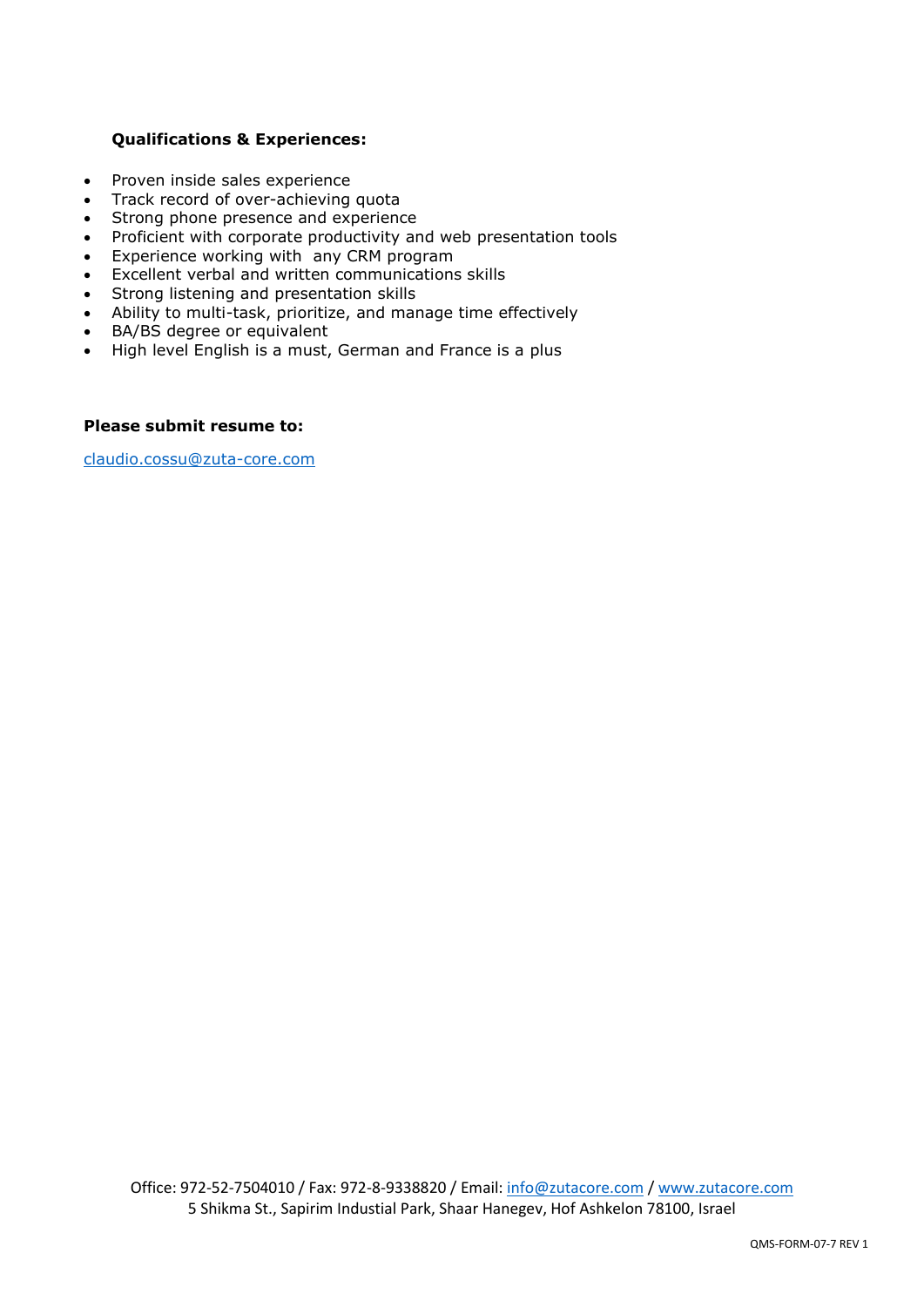**Qualifications & Experiences:**

- Proven inside sales experience
- Track record of over-achieving quota
- Strong phone presence and experience
- Proficient with corporate productivity and web presentation tools
- Experience working with any CRM program
- Excellent verbal and written communications skills
- Strong listening and presentation skills
- Ability to multi-task, prioritize, and manage time effectively
- BA/BS degree or equivalent
- High level English is a must, German and France is a plus

**Please submit resume to:**

claudio.cossu@zuta-core.com